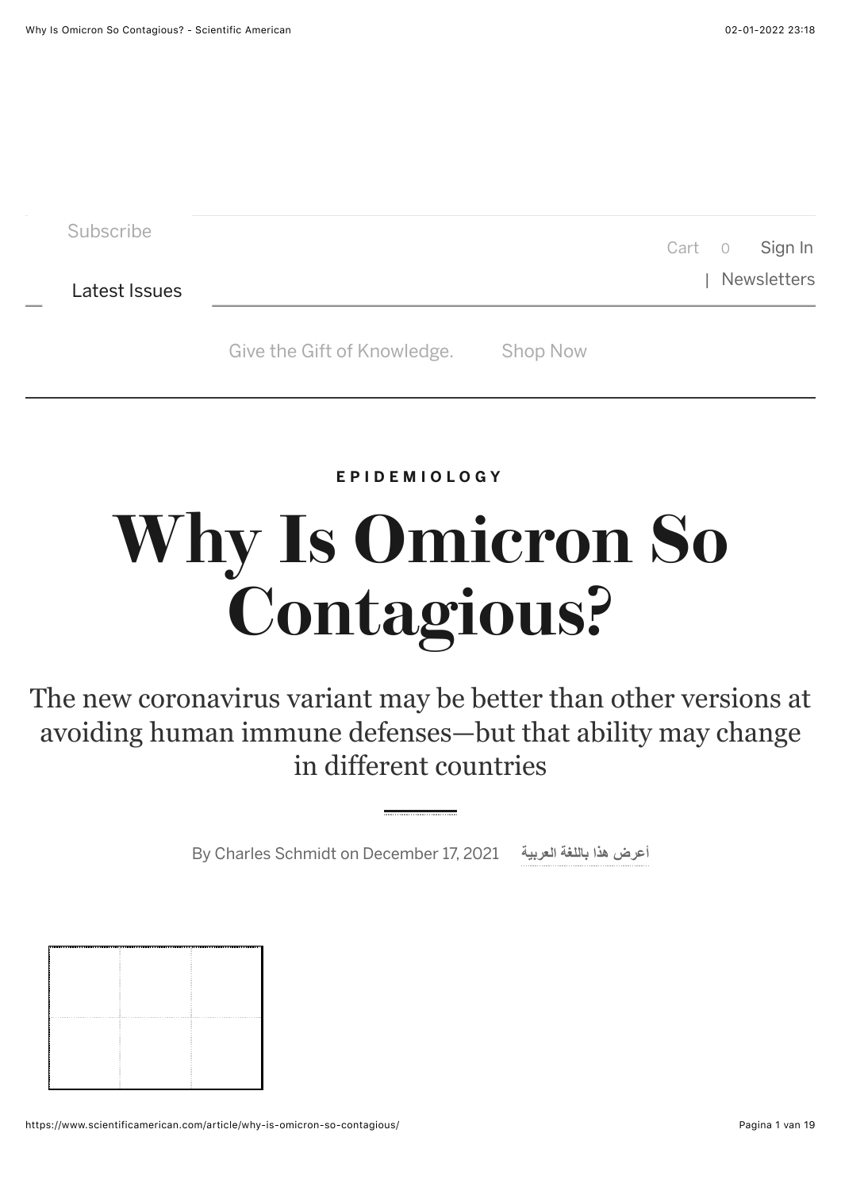Subscribe

Latest Issues

Cart 0 Sign In | Newsletters

Give the Gift of Knowledge. Shop Now

**EPIDEMIOLOGY**

# Why Is Omicron So Contagious?

The new coronavirus variant may be better than other versions at avoiding human immune defenses—but that ability may change in different countries

By Charles Schmidt on December 17, 2021 أعرض هذا باللغة العربية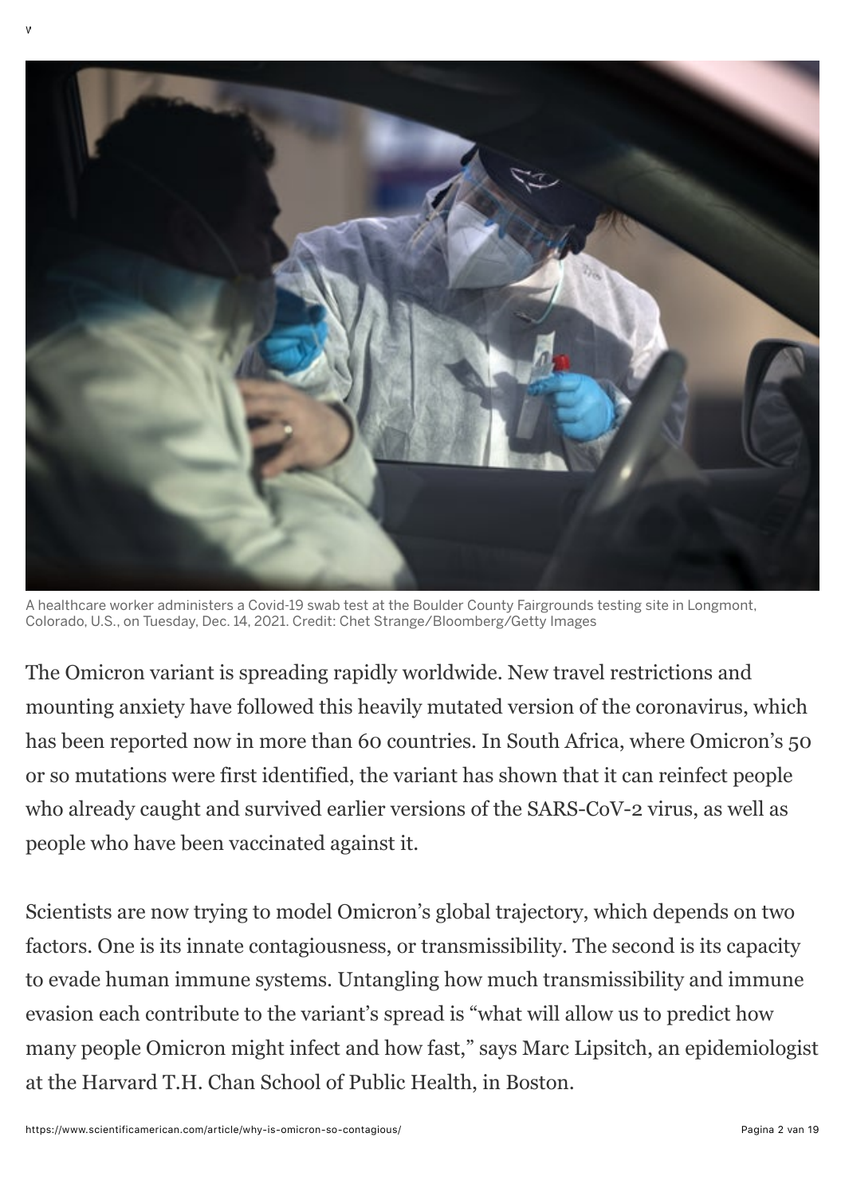A healthcare worker administers a Covid-19 swab test at the Boulder County Fairgrounds testing site in Longmont, Colorado, U.S., on Tuesday, Dec. 14, 2021. Credit: Chet Strange/Bloomberg/Getty Images

The Omicron variant is spreading rapidly worldwide. New travel restrictions and mounting anxiety have followed this heavily mutated version of the coronavirus, which has been reported now in more than 60 countries. In South Africa, where Omicron's 50 or so mutations were first identified, the variant has shown that it can reinfect people who already caught and survived earlier versions of the SARS-CoV-2 virus, as well as people who have been vaccinated against it.

Scientists are now trying to model Omicron's global trajectory, which depends on two factors. One is its innate contagiousness, or transmissibility. The second is its capacity to evade human immune systems. Untangling how much transmissibility and immune evasion each contribute to the variant's spread is "what will allow us to predict how many people Omicron might infect and how fast," says Marc Lipsitch, an epidemiologist at the Harvard T.H. Chan School of Public Health, in Boston.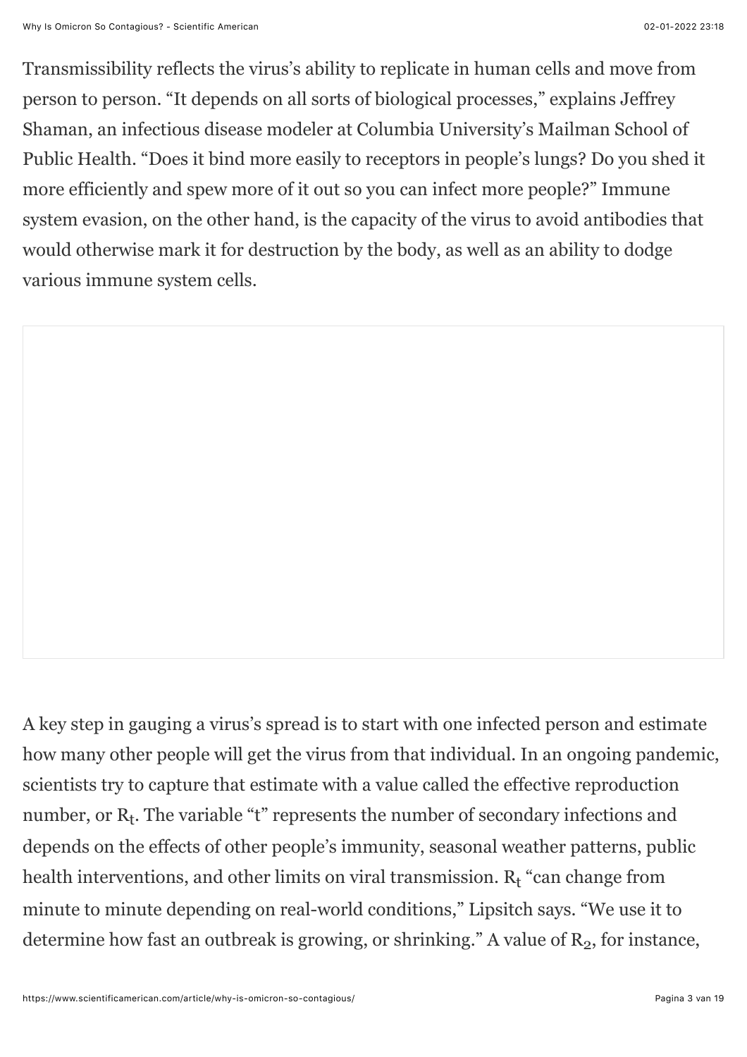Transmissibility reflects the virus's ability to replicate in human cells and move from person to person. "It depends on all sorts of biological processes," explains Jeffrey Shaman, an infectious disease modeler at Columbia University's Mailman School of Public Health. "Does it bind more easily to receptors in people's lungs? Do you shed it more efficiently and spew more of it out so you can infect more people?" Immune system evasion, on the other hand, is the capacity of the virus to avoid antibodies that would otherwise mark it for destruction by the body, as well as an ability to dodge various immune system cells.

A key step in gauging a virus's spread is to start with one infected person and estimate how many other people will get the virus from that individual. In an ongoing pandemic, scientists try to capture that estimate with a value called the effective reproduction number, or $R_t$. The variable "t" represents the number of secondary infections and depends on the effects of other people's immunity, seasonal weather patterns, public health interventions, and other limits on viral transmission. $R_t$ "can change from minute to minute depending on real-world conditions," Lipsitch says. "We use it to determine how fast an outbreak is growing, or shrinking." A value of $R_2$, for instance,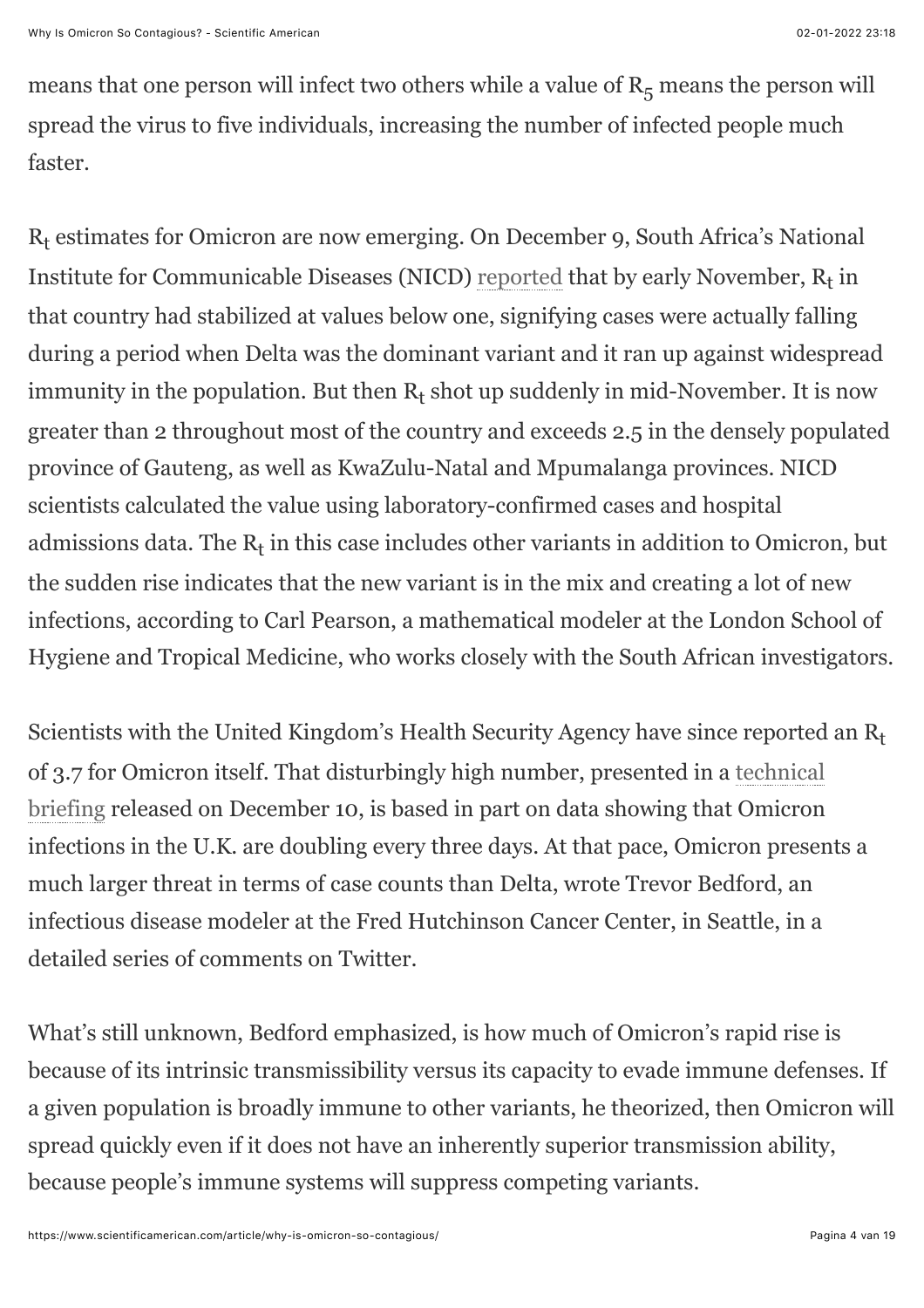means that one person will infect two others while a value of $R_5$ means the person will spread the virus to five individuals, increasing the number of infected people much faster.

$R_t$ estimates for Omicron are now emerging. On December 9, South Africa's National Institute for Communicable Diseases (NICD) reported that by early November, $R_t$ in that country had stabilized at values below one, signifying cases were actually falling during a period when Delta was the dominant variant and it ran up against widespread immunity in the population. But then $R_t$ shot up suddenly in mid-November. It is now greater than 2 throughout most of the country and exceeds 2.5 in the densely populated province of Gauteng, as well as KwaZulu-Natal and Mpumalanga provinces. NICD scientists calculated the value using laboratory-confirmed cases and hospital admissions data. The $R_t$ in this case includes other variants in addition to Omicron, but the sudden rise indicates that the new variant is in the mix and creating a lot of new infections, according to Carl Pearson, a mathematical modeler at the London School of Hygiene and Tropical Medicine, who works closely with the South African investigators.

Scientists with the United Kingdom's Health Security Agency have since reported an $R_t$ of 3.7 for Omicron itself. That disturbingly high number, presented in a technical briefing released on December 10, is based in part on data showing that Omicron infections in the U.K. are doubling every three days. At that pace, Omicron presents a much larger threat in terms of case counts than Delta, wrote Trevor Bedford, an infectious disease modeler at the Fred Hutchinson Cancer Center, in Seattle, in a detailed series of comments on Twitter.

What's still unknown, Bedford emphasized, is how much of Omicron's rapid rise is because of its intrinsic transmissibility versus its capacity to evade immune defenses. If a given population is broadly immune to other variants, he theorized, then Omicron will spread quickly even if it does not have an inherently superior transmission ability, because people's immune systems will suppress competing variants.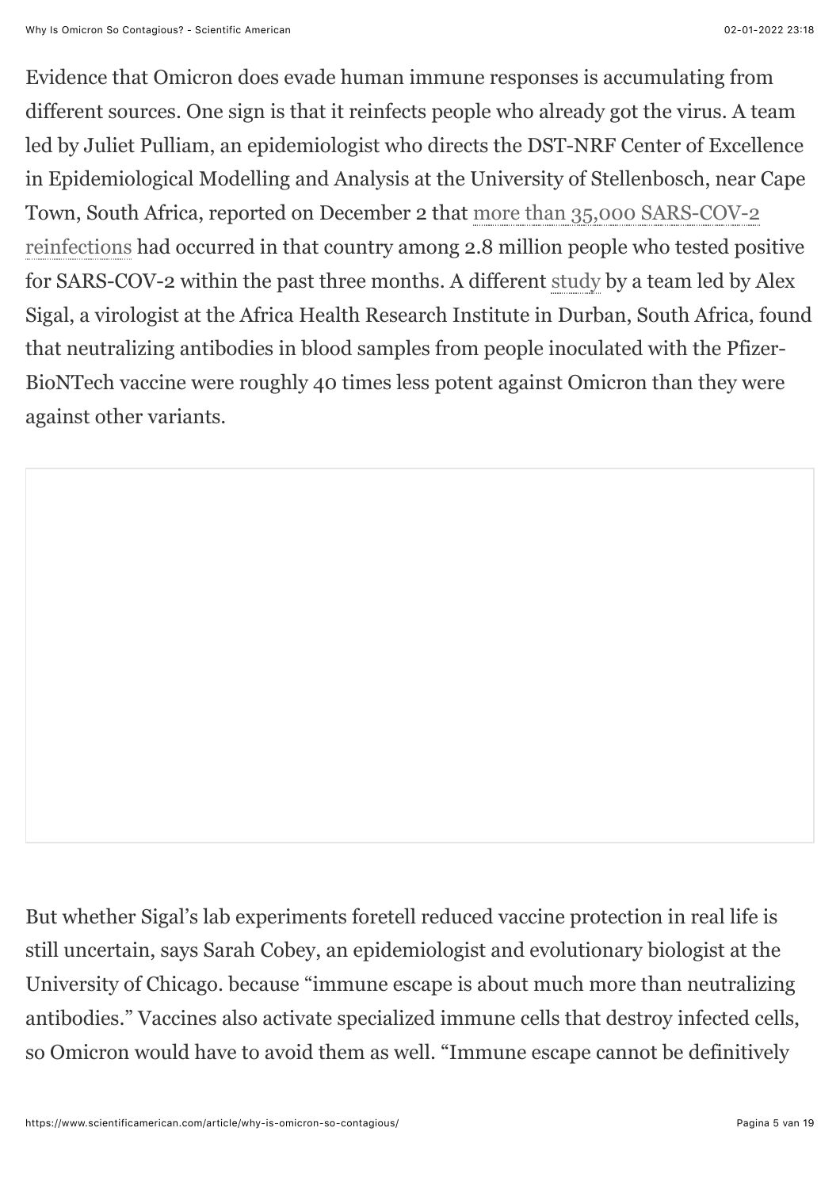Evidence that Omicron does evade human immune responses is accumulating from different sources. One sign is that it reinfects people who already got the virus. A team led by Juliet Pulliam, an epidemiologist who directs the DST-NRF Center of Excellence in Epidemiological Modelling and Analysis at the University of Stellenbosch, near Cape Town, South Africa, reported on December 2 that more than 35,000 SARS-COV-2 reinfections had occurred in that country among 2.8 million people who tested positive for SARS-COV-2 within the past three months. A different study by a team led by Alex Sigal, a virologist at the Africa Health Research Institute in Durban, South Africa, found that neutralizing antibodies in blood samples from people inoculated with the Pfizer-BioNTech vaccine were roughly 40 times less potent against Omicron than they were against other variants.

But whether Sigal's lab experiments foretell reduced vaccine protection in real life is still uncertain, says Sarah Cobey, an epidemiologist and evolutionary biologist at the University of Chicago. because "immune escape is about much more than neutralizing antibodies." Vaccines also activate specialized immune cells that destroy infected cells, so Omicron would have to avoid them as well. "Immune escape cannot be definitively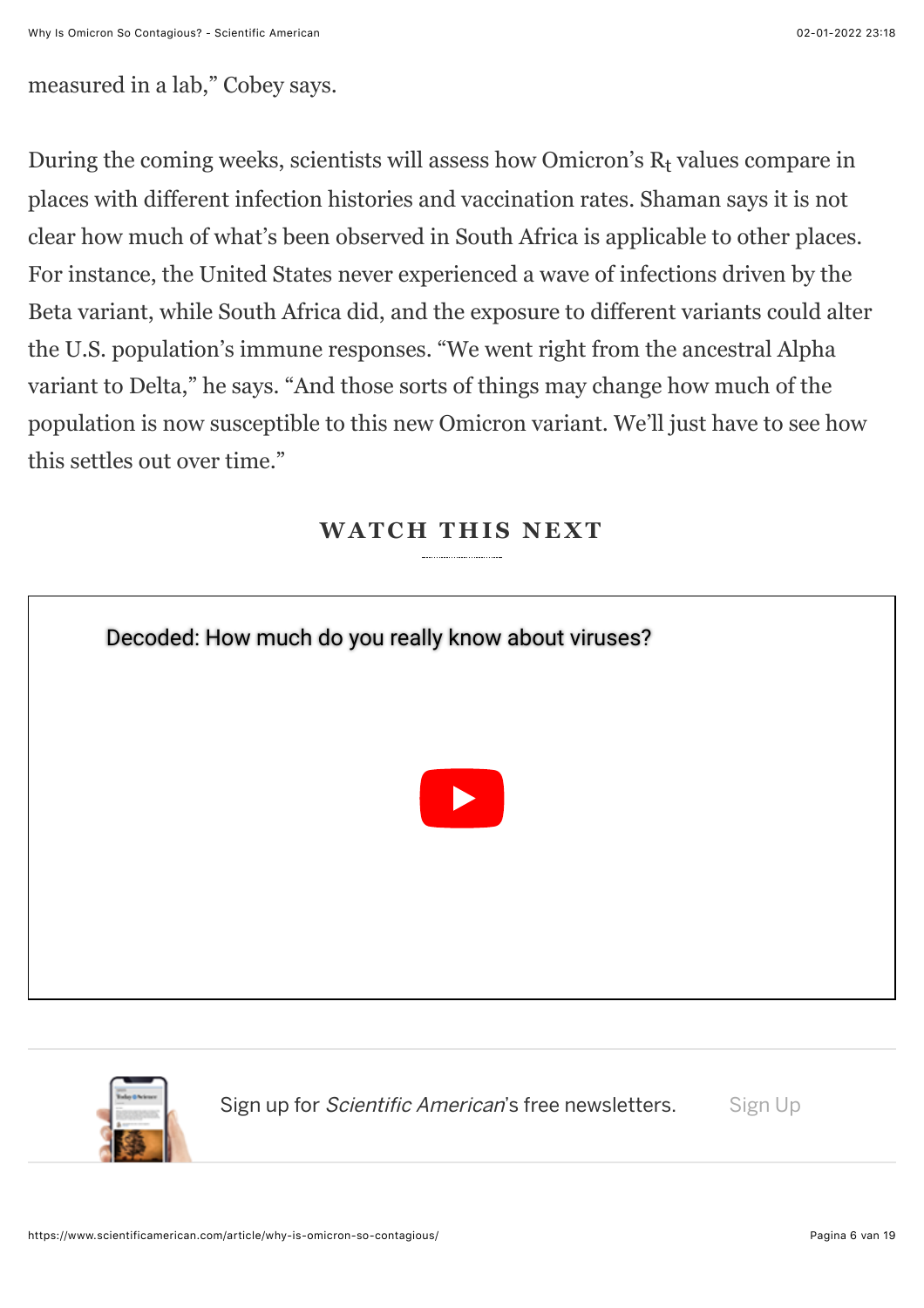measured in a lab," Cobey says.

During the coming weeks, scientists will assess how Omicron's $R_t$ values compare in places with different infection histories and vaccination rates. Shaman says it is not clear how much of what's been observed in South Africa is applicable to other places. For instance, the United States never experienced a wave of infections driven by the Beta variant, while South Africa did, and the exposure to different variants could alter the U.S. population's immune responses. "We went right from the ancestral Alpha variant to Delta," he says. "And those sorts of things may change how much of the population is now susceptible to this new Omicron variant. We'll just have to see how this settles out over time."

## WATCH THIS NEXT

Decoded: How much do you really know about viruses?

Sign up for *Scientific American*'s free newsletters. Sign Up